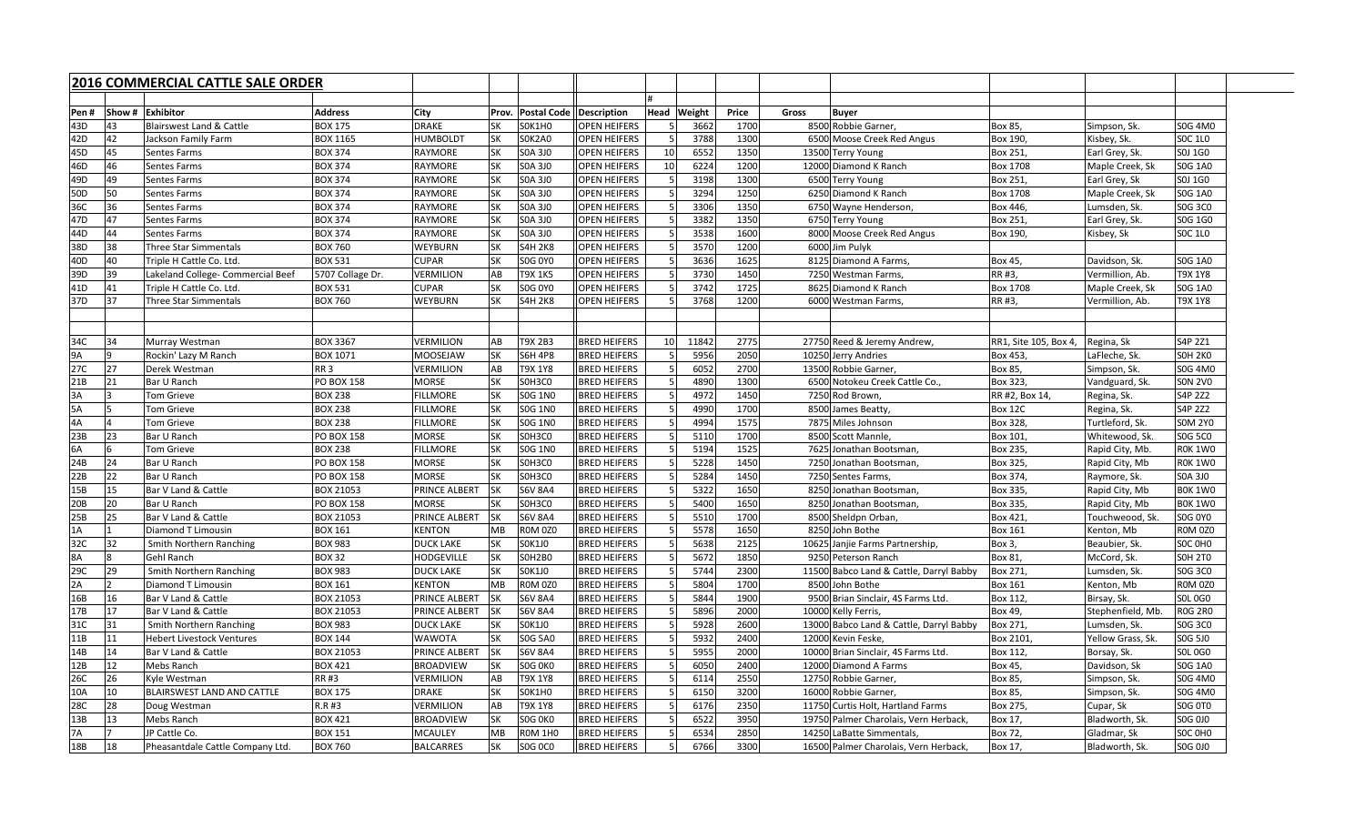## 2016 COMMERCIAL CATTLE SALE ORDER

| Pen # | Show # | Exhibitor | Address | City | Prov. | Postal Code | Description | # Head | Weight | Price | Gross | Buyer | | | |
|---|---|---|---|---|---|---|---|---|---|---|---|---|---|---|---|
| 43D | 43 | Blairswest Land & Cattle | BOX 175 | DRAKE | SK | S0K1H0 | OPEN HEIFERS | 5 | 3662 | 1700 | 8500 | Robbie Garner, | Box 85, | Simpson, Sk. | S0G 4M0 |
| 42D | 42 | Jackson Family Farm | BOX 1165 | HUMBOLDT | SK | S0K2A0 | OPEN HEIFERS | 5 | 3788 | 1300 | 6500 | Moose Creek Red Angus | Box 190, | Kisbey, Sk. | S0C 1L0 |
| 45D | 45 | Sentes Farms | BOX 374 | RAYMORE | SK | S0A 3J0 | OPEN HEIFERS | 10 | 6552 | 1350 | 13500 | Terry Young | Box 251, | Earl Grey, Sk. | S0J 1G0 |
| 46D | 46 | Sentes Farms | BOX 374 | RAYMORE | SK | S0A 3J0 | OPEN HEIFERS | 10 | 6224 | 1200 | 12000 | Diamond K Ranch | Box 1708 | Maple Creek, Sk | S0G 1A0 |
| 49D | 49 | Sentes Farms | BOX 374 | RAYMORE | SK | S0A 3J0 | OPEN HEIFERS | 5 | 3198 | 1300 | 6500 | Terry Young | Box 251, | Earl Grey, Sk | S0J 1G0 |
| 50D | 50 | Sentes Farms | BOX 374 | RAYMORE | SK | S0A 3J0 | OPEN HEIFERS | 5 | 3294 | 1250 | 6250 | Diamond K Ranch | Box 1708 | Maple Creek, Sk | S0G 1A0 |
| 36C | 36 | Sentes Farms | BOX 374 | RAYMORE | SK | S0A 3J0 | OPEN HEIFERS | 5 | 3306 | 1350 | 6750 | Wayne Henderson, | Box 446, | Lumsden, Sk. | S0G 3C0 |
| 47D | 47 | Sentes Farms | BOX 374 | RAYMORE | SK | S0A 3J0 | OPEN HEIFERS | 5 | 3382 | 1350 | 6750 | Terry Young | Box 251, | Earl Grey, Sk. | S0G 1G0 |
| 44D | 44 | Sentes Farms | BOX 374 | RAYMORE | SK | S0A 3J0 | OPEN HEIFERS | 5 | 3538 | 1600 | 8000 | Moose Creek Red Angus | Box 190, | Kisbey, Sk | S0C 1L0 |
| 38D | 38 | Three Star Simmentals | BOX 760 | WEYBURN | SK | S4H 2K8 | OPEN HEIFERS | 5 | 3570 | 1200 | 6000 | Jim Pulyk | | | |
| 40D | 40 | Triple H Cattle Co. Ltd. | BOX 531 | CUPAR | SK | S0G 0Y0 | OPEN HEIFERS | 5 | 3636 | 1625 | 8125 | Diamond A Farms, | Box 45, | Davidson, Sk. | S0G 1A0 |
| 39D | 39 | Lakeland College- Commercial Beef | 5707 Collage Dr. | VERMILION | AB | T9X 1K5 | OPEN HEIFERS | 5 | 3730 | 1450 | 7250 | Westman Farms, | RR #3, | Vermillion, Ab. | T9X 1Y8 |
| 41D | 41 | Triple H Cattle Co. Ltd. | BOX 531 | CUPAR | SK | S0G 0Y0 | OPEN HEIFERS | 5 | 3742 | 1725 | 8625 | Diamond K Ranch | Box 1708 | Maple Creek, Sk | S0G 1A0 |
| 37D | 37 | Three Star Simmentals | BOX 760 | WEYBURN | SK | S4H 2K8 | OPEN HEIFERS | 5 | 3768 | 1200 | 6000 | Westman Farms, | RR #3, | Vermillion, Ab. | T9X 1Y8 |
| | | | | | | | | | | | | | | | |
| 34C | 34 | Murray Westman | BOX 3367 | VERMILION | AB | T9X 2B3 | BRED HEIFERS | 10 | 11842 | 2775 | 27750 | Reed & Jeremy Andrew, | RR1, Site 105, Box 4, | Regina, Sk | S4P 2Z1 |
| 9A | 9 | Rockin' Lazy M Ranch | BOX 1071 | MOOSEJAW | SK | S6H 4P8 | BRED HEIFERS | 5 | 5956 | 2050 | 10250 | Jerry Andries | Box 453, | LaFleche, Sk. | S0H 2K0 |
| 27C | 27 | Derek Westman | RR 3 | VERMILION | AB | T9X 1Y8 | BRED HEIFERS | 5 | 6052 | 2700 | 13500 | Robbie Garner, | Box 85, | Simpson, Sk. | S0G 4M0 |
| 21B | 21 | Bar U Ranch | PO BOX 158 | MORSE | SK | S0H3C0 | BRED HEIFERS | 5 | 4890 | 1300 | 6500 | Notokeu Creek Cattle Co., | Box 323, | Vandguard, Sk. | S0N 2V0 |
| 3A | 3 | Tom Grieve | BOX 238 | FILLMORE | SK | S0G 1N0 | BRED HEIFERS | 5 | 4972 | 1450 | 7250 | Rod Brown, | RR #2, Box 14, | Regina, Sk. | S4P 2Z2 |
| 5A | 5 | Tom Grieve | BOX 238 | FILLMORE | SK | S0G 1N0 | BRED HEIFERS | 5 | 4990 | 1700 | 8500 | James Beatty, | Box 12C | Regina, Sk. | S4P 2Z2 |
| 4A | 4 | Tom Grieve | BOX 238 | FILLMORE | SK | S0G 1N0 | BRED HEIFERS | 5 | 4994 | 1575 | 7875 | Miles Johnson | Box 328, | Turtleford, Sk. | S0M 2Y0 |
| 23B | 23 | Bar U Ranch | PO BOX 158 | MORSE | SK | S0H3C0 | BRED HEIFERS | 5 | 5110 | 1700 | 8500 | Scott Mannle, | Box 101, | Whitewood, Sk. | S0G 5C0 |
| 6A | 6 | Tom Grieve | BOX 238 | FILLMORE | SK | S0G 1N0 | BRED HEIFERS | 5 | 5194 | 1525 | 7625 | Jonathan Bootsman, | Box 235, | Rapid City, Mb. | R0K 1W0 |
| 24B | 24 | Bar U Ranch | PO BOX 158 | MORSE | SK | S0H3C0 | BRED HEIFERS | 5 | 5228 | 1450 | 7250 | Jonathan Bootsman, | Box 325, | Rapid City, Mb | R0K 1W0 |
| 22B | 22 | Bar U Ranch | PO BOX 158 | MORSE | SK | S0H3C0 | BRED HEIFERS | 5 | 5284 | 1450 | 7250 | Sentes Farms, | Box 374, | Raymore, Sk. | S0A 3J0 |
| 15B | 15 | Bar V Land & Cattle | BOX 21053 | PRINCE ALBERT | SK | S6V 8A4 | BRED HEIFERS | 5 | 5322 | 1650 | 8250 | Jonathan Bootsman, | Box 335, | Rapid City, Mb | R0K 1W0 |
| 20B | 20 | Bar U Ranch | PO BOX 158 | MORSE | SK | S0H3C0 | BRED HEIFERS | 5 | 5400 | 1650 | 8250 | Jonathan Bootsman, | Box 335, | Rapid City, Mb | B0K 1W0 |
| 25B | 25 | Bar V Land & Cattle | BOX 21053 | PRINCE ALBERT | SK | S6V 8A4 | BRED HEIFERS | 5 | 5510 | 1700 | 8500 | Sheldpn Orban, | Box 421, | Touchweood, Sk. | S0G 0Y0 |
| 1A | 1 | Diamond T Limousin | BOX 161 | KENTON | MB | R0M 0Z0 | BRED HEIFERS | 5 | 5578 | 1650 | 8250 | John Bothe | Box 161 | Kenton, Mb | R0M 0Z0 |
| 32C | 32 | Smith Northern Ranching | BOX 983 | DUCK LAKE | SK | S0K1J0 | BRED HEIFERS | 5 | 5638 | 2125 | 10625 | Janjie Farms Partnership, | Box 3, | Beaubier, Sk. | S0C 0H0 |
| 8A | 8 | Gehl Ranch | BOX 32 | HODGEVILLE | SK | S0H2B0 | BRED HEIFERS | 5 | 5672 | 1850 | 9250 | Peterson Ranch | Box 81, | McCord, Sk. | S0H 2T0 |
| 29C | 29 | Smith Northern Ranching | BOX 983 | DUCK LAKE | SK | S0K1J0 | BRED HEIFERS | 5 | 5744 | 2300 | 11500 | Babco Land & Cattle, Darryl Babby | Box 271, | Lumsden, Sk. | S0G 3C0 |
| 2A | 2 | Diamond T Limousin | BOX 161 | KENTON | MB | R0M 0Z0 | BRED HEIFERS | 5 | 5804 | 1700 | 8500 | John Bothe | Box 161 | Kenton, Mb | R0M 0Z0 |
| 16B | 16 | Bar V Land & Cattle | BOX 21053 | PRINCE ALBERT | SK | S6V 8A4 | BRED HEIFERS | 5 | 5844 | 1900 | 9500 | Brian Sinclair, 4S Farms Ltd. | Box 112, | Birsay, Sk. | S0L 0G0 |
| 17B | 17 | Bar V Land & Cattle | BOX 21053 | PRINCE ALBERT | SK | S6V 8A4 | BRED HEIFERS | 5 | 5896 | 2000 | 10000 | Kelly Ferris, | Box 49, | Stephenfield, Mb. | R0G 2R0 |
| 31C | 31 | Smith Northern Ranching | BOX 983 | DUCK LAKE | SK | S0K1J0 | BRED HEIFERS | 5 | 5928 | 2600 | 13000 | Babco Land & Cattle, Darryl Babby | Box 271, | Lumsden, Sk. | S0G 3C0 |
| 11B | 11 | Hebert Livestock Ventures | BOX 144 | WAWOTA | SK | S0G 5A0 | BRED HEIFERS | 5 | 5932 | 2400 | 12000 | Kevin Feske, | Box 2101, | Yellow Grass, Sk. | S0G 5J0 |
| 14B | 14 | Bar V Land & Cattle | BOX 21053 | PRINCE ALBERT | SK | S6V 8A4 | BRED HEIFERS | 5 | 5955 | 2000 | 10000 | Brian Sinclair, 4S Farms Ltd. | Box 112, | Borsay, Sk. | S0L 0G0 |
| 12B | 12 | Mebs Ranch | BOX 421 | BROADVIEW | SK | S0G 0K0 | BRED HEIFERS | 5 | 6050 | 2400 | 12000 | Diamond A Farms | Box 45, | Davidson, Sk | S0G 1A0 |
| 26C | 26 | Kyle Westman | RR #3 | VERMILION | AB | T9X 1Y8 | BRED HEIFERS | 5 | 6114 | 2550 | 12750 | Robbie Garner, | Box 85, | Simpson, Sk. | S0G 4M0 |
| 10A | 10 | BLAIRSWEST LAND AND CATTLE | BOX 175 | DRAKE | SK | S0K1H0 | BRED HEIFERS | 5 | 6150 | 3200 | 16000 | Robbie Garner, | Box 85, | Simpson, Sk. | S0G 4M0 |
| 28C | 28 | Doug Westman | R.R #3 | VERMILION | AB | T9X 1Y8 | BRED HEIFERS | 5 | 6176 | 2350 | 11750 | Curtis Holt, Hartland Farms | Box 275, | Cupar, Sk | S0G 0T0 |
| 13B | 13 | Mebs Ranch | BOX 421 | BROADVIEW | SK | S0G 0K0 | BRED HEIFERS | 5 | 6522 | 3950 | 19750 | Palmer Charolais, Vern Herback, | Box 17, | Bladworth, Sk. | S0G 0J0 |
| 7A | 7 | JP Cattle Co. | BOX 151 | MCAULEY | MB | R0M 1H0 | BRED HEIFERS | 5 | 6534 | 2850 | 14250 | LaBatte Simmentals, | Box 72, | Gladmar, Sk | S0C 0H0 |
| 18B | 18 | Pheasantdale Cattle Company Ltd. | BOX 760 | BALCARRES | SK | S0G 0C0 | BRED HEIFERS | 5 | 6766 | 3300 | 16500 | Palmer Charolais, Vern Herback, | Box 17, | Bladworth, Sk. | S0G 0J0 |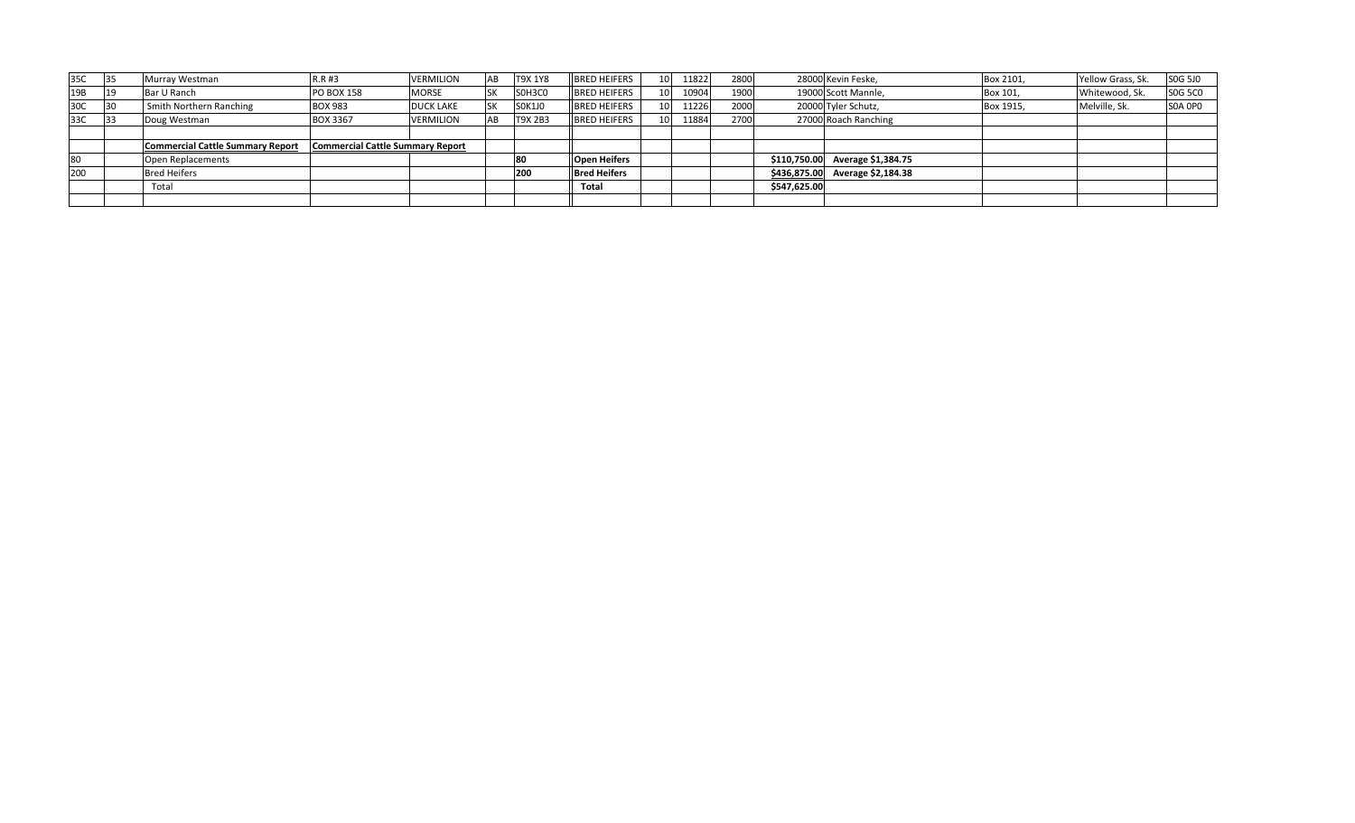| | | | | | | | | | | | | | | | | |
|---|---|---|---|---|---|---|---|---|---|---|---|---|---|---|---|---|
| 35C | 35 | Murray Westman | R.R #3 | VERMILION | AB | T9X 1Y8 | BRED HEIFERS | 10 | 11822 | 2800 | 28000 | Kevin Feske, | Box 2101, | Yellow Grass, Sk. | S0G 5J0 |
| 19B | 19 | Bar U Ranch | PO BOX 158 | MORSE | SK | S0H3C0 | BRED HEIFERS | 10 | 10904 | 1900 | 19000 | Scott Mannle, | Box 101, | Whitewood, Sk. | S0G 5C0 |
| 30C | 30 | Smith Northern Ranching | BOX 983 | DUCK LAKE | SK | S0K1J0 | BRED HEIFERS | 10 | 11226 | 2000 | 20000 | Tyler Schutz, | Box 1915, | Melville, Sk. | S0A 0P0 |
| 33C | 33 | Doug Westman | BOX 3367 | VERMILION | AB | T9X 2B3 | BRED HEIFERS | 10 | 11884 | 2700 | 27000 | Roach Ranching | | | |
| | | | | | | | | | | | | | | | |
| | | **Commercial Cattle Summary Report** | **Commercial Cattle Summary Report** | | | | | | | | | | | | |
| 80 | | Open Replacements | | | | **80** | **Open Heifers** | | | | **$110,750.00** | **Average $1,384.75** | | | |
| 200 | | Bred Heifers | | | | **200** | **Bred Heifers** | | | | **$436,875.00** | **Average $2,184.38** | | | |
| | | Total | | | | | **Total** | | | | **$547,625.00** | | | | |
| | | | | | | | | | | | | | | | |